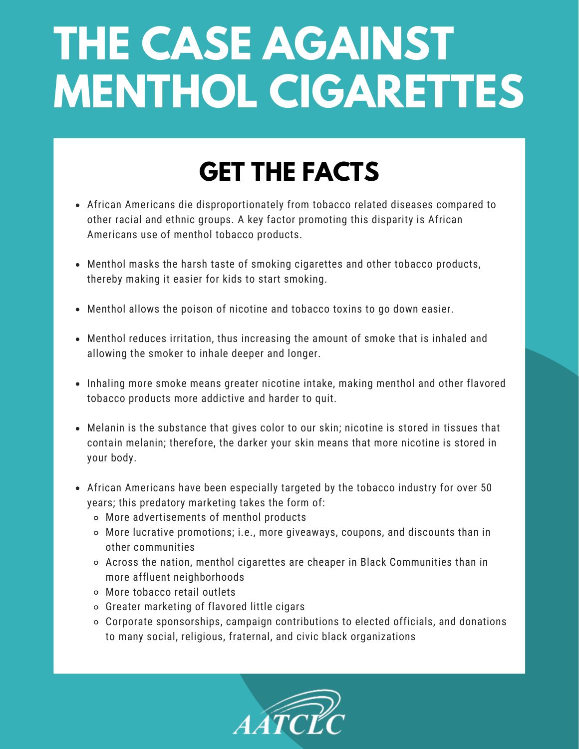# THE CASE AGAINST MENTHOL CIGARETTES

## GET THE FACTS

- African Americans die disproportionately from tobacco related diseases compared to other racial and ethnic groups. A key factor promoting this disparity is African Americans use of menthol tobacco products.
- Menthol masks the harsh taste of smoking cigarettes and other tobacco products, thereby making it easier for kids to start smoking.
- Menthol allows the poison of nicotine and tobacco toxins to go down easier.
- Menthol reduces irritation, thus increasing the amount of smoke that is inhaled and allowing the smoker to inhale deeper and longer.
- Inhaling more smoke means greater nicotine intake, making menthol and other flavored tobacco products more addictive and harder to quit.
- Melanin is the substance that gives color to our skin; nicotine is stored in tissues that contain melanin; therefore, the darker your skin means that more nicotine is stored in your body.
- African Americans have been especially targeted by the tobacco industry for over 50 years; this predatory marketing takes the form of:
  - More advertisements of menthol products
  - More lucrative promotions; i.e., more giveaways, coupons, and discounts than in other communities
  - Across the nation, menthol cigarettes are cheaper in Black Communities than in more affluent neighborhoods
  - More tobacco retail outlets
  - Greater marketing of flavored little cigars
  - Corporate sponsorships, campaign contributions to elected officials, and donations to many social, religious, fraternal, and civic black organizations

AATCLC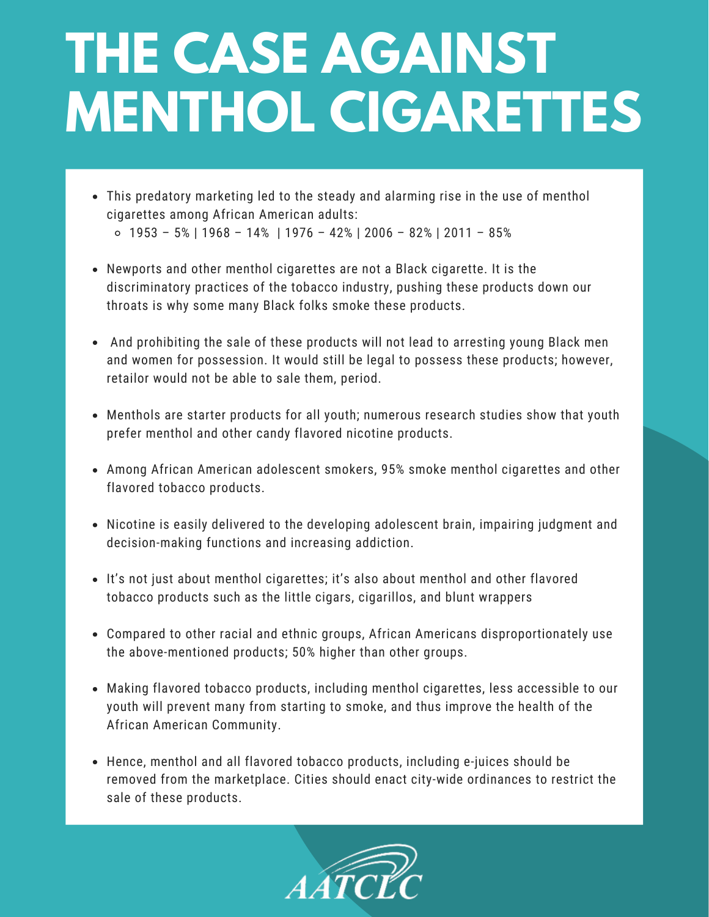# THE CASE AGAINST MENTHOL CIGARETTES

- This predatory marketing led to the steady and alarming rise in the use of menthol cigarettes among African American adults:
  - 1953 – 5% | 1968 – 14% | 1976 – 42% | 2006 – 82% | 2011 – 85%
- Newports and other menthol cigarettes are not a Black cigarette. It is the discriminatory practices of the tobacco industry, pushing these products down our throats is why some many Black folks smoke these products.
- And prohibiting the sale of these products will not lead to arresting young Black men and women for possession. It would still be legal to possess these products; however, retailor would not be able to sale them, period.
- Menthols are starter products for all youth; numerous research studies show that youth prefer menthol and other candy flavored nicotine products.
- Among African American adolescent smokers, 95% smoke menthol cigarettes and other flavored tobacco products.
- Nicotine is easily delivered to the developing adolescent brain, impairing judgment and decision-making functions and increasing addiction.
- It's not just about menthol cigarettes; it's also about menthol and other flavored tobacco products such as the little cigars, cigarillos, and blunt wrappers
- Compared to other racial and ethnic groups, African Americans disproportionately use the above-mentioned products; 50% higher than other groups.
- Making flavored tobacco products, including menthol cigarettes, less accessible to our youth will prevent many from starting to smoke, and thus improve the health of the African American Community.
- Hence, menthol and all flavored tobacco products, including e-juices should be removed from the marketplace. Cities should enact city-wide ordinances to restrict the sale of these products.

AATCLC